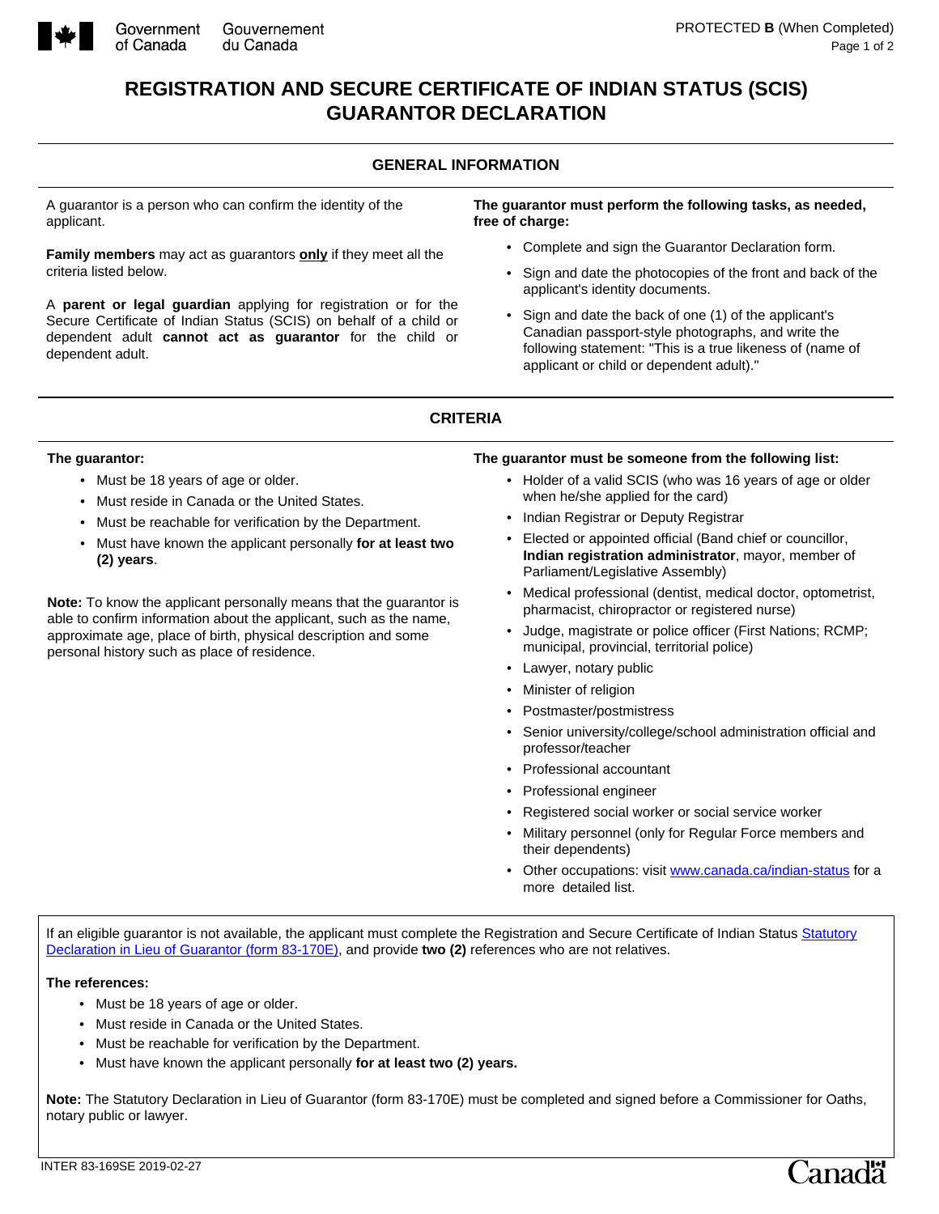# REGISTRATION AND SECURE CERTIFICATE OF INDIAN STATUS (SCIS) GUARANTOR DECLARATION

## GENERAL INFORMATION

A guarantor is a person who can confirm the identity of the applicant.

**Family members** may act as guarantors **only** if they meet all the criteria listed below.

A **parent or legal guardian** applying for registration or for the Secure Certificate of Indian Status (SCIS) on behalf of a child or dependent adult **cannot act as guarantor** for the child or dependent adult.

**The guarantor must perform the following tasks, as needed, free of charge:**

- Complete and sign the Guarantor Declaration form.
- Sign and date the photocopies of the front and back of the applicant's identity documents.
- Sign and date the back of one (1) of the applicant's Canadian passport-style photographs, and write the following statement: "This is a true likeness of (name of applicant or child or dependent adult)."

## CRITERIA

**The guarantor:**

- Must be 18 years of age or older.
- Must reside in Canada or the United States.
- Must be reachable for verification by the Department.
- Must have known the applicant personally **for at least two (2) years**.

**Note:** To know the applicant personally means that the guarantor is able to confirm information about the applicant, such as the name, approximate age, place of birth, physical description and some personal history such as place of residence.

**The guarantor must be someone from the following list:**

- Holder of a valid SCIS (who was 16 years of age or older when he/she applied for the card)
- Indian Registrar or Deputy Registrar
- Elected or appointed official (Band chief or councillor, **Indian registration administrator**, mayor, member of Parliament/Legislative Assembly)
- Medical professional (dentist, medical doctor, optometrist, pharmacist, chiropractor or registered nurse)
- Judge, magistrate or police officer (First Nations; RCMP; municipal, provincial, territorial police)
- Lawyer, notary public
- Minister of religion
- Postmaster/postmistress
- Senior university/college/school administration official and professor/teacher
- Professional accountant
- Professional engineer
- Registered social worker or social service worker
- Military personnel (only for Regular Force members and their dependents)
- Other occupations: visit www.canada.ca/indian-status for a more detailed list.

If an eligible guarantor is not available, the applicant must complete the Registration and Secure Certificate of Indian Status Statutory Declaration in Lieu of Guarantor (form 83-170E), and provide **two (2)** references who are not relatives.

**The references:**

- Must be 18 years of age or older.
- Must reside in Canada or the United States.
- Must be reachable for verification by the Department.
- Must have known the applicant personally **for at least two (2) years.**

**Note:** The Statutory Declaration in Lieu of Guarantor (form 83-170E) must be completed and signed before a Commissioner for Oaths, notary public or lawyer.

INTER 83-169SE 2019-02-27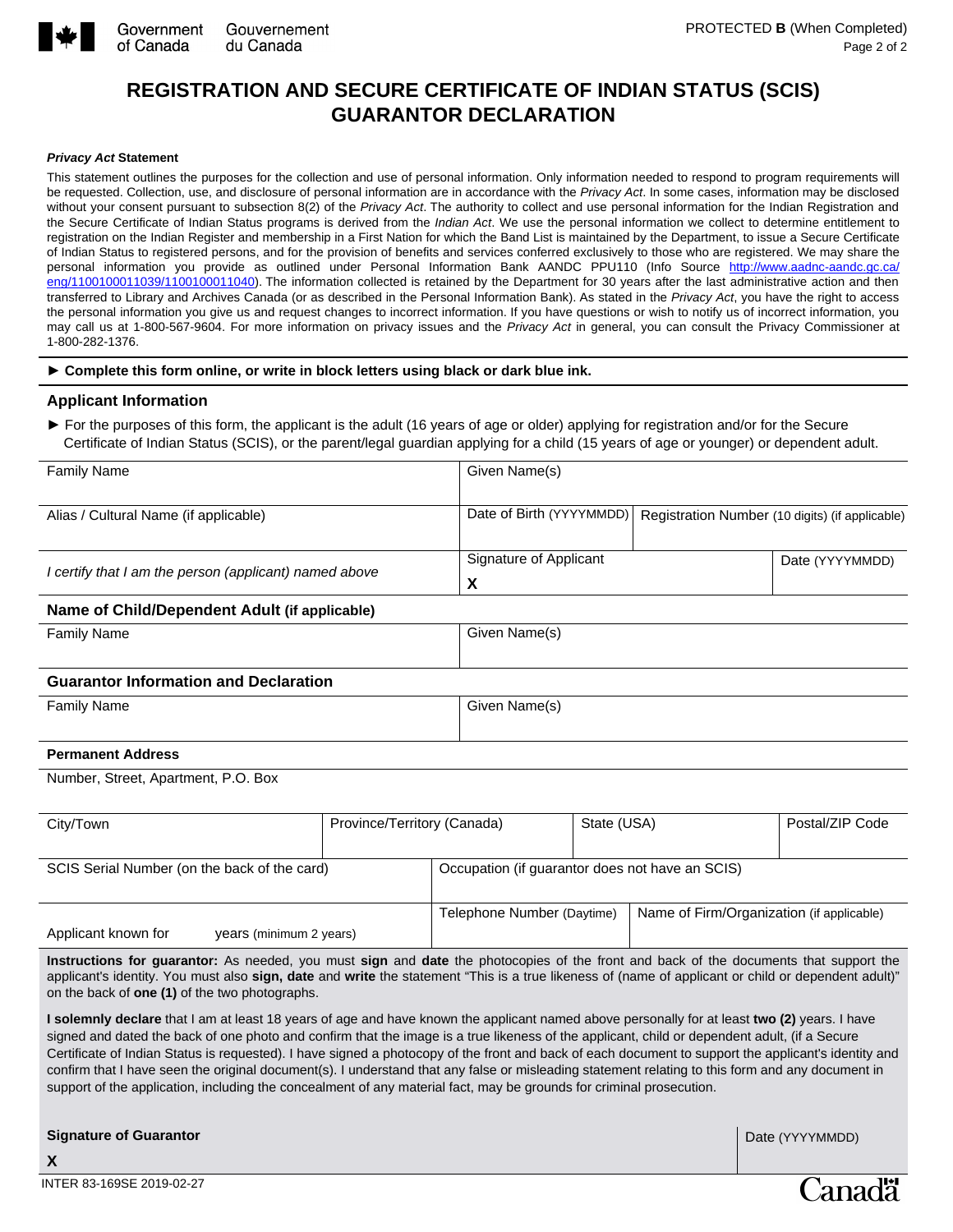Government of Canada Gouvernement du Canada

PROTECTED **B** (When Completed)

# REGISTRATION AND SECURE CERTIFICATE OF INDIAN STATUS (SCIS) GUARANTOR DECLARATION

***Privacy Act* Statement**

This statement outlines the purposes for the collection and use of personal information. Only information needed to respond to program requirements will be requested. Collection, use, and disclosure of personal information are in accordance with the *Privacy Act*. In some cases, information may be disclosed without your consent pursuant to subsection 8(2) of the *Privacy Act*. The authority to collect and use personal information for the Indian Registration and the Secure Certificate of Indian Status programs is derived from the *Indian Act*. We use the personal information we collect to determine entitlement to registration on the Indian Register and membership in a First Nation for which the Band List is maintained by the Department, to issue a Secure Certificate of Indian Status to registered persons, and for the provision of benefits and services conferred exclusively to those who are registered. We may share the personal information you provide as outlined under Personal Information Bank AANDC PPU110 (Info Source http://www.aadnc-aandc.gc.ca/eng/1100100011039/1100100011040). The information collected is retained by the Department for 30 years after the last administrative action and then transferred to Library and Archives Canada (or as described in the Personal Information Bank). As stated in the *Privacy Act*, you have the right to access the personal information you give us and request changes to incorrect information. If you have questions or wish to notify us of incorrect information, you may call us at 1-800-567-9604. For more information on privacy issues and the *Privacy Act* in general, you can consult the Privacy Commissioner at 1-800-282-1376.

► **Complete this form online, or write in block letters using black or dark blue ink.**

## Applicant Information

► For the purposes of this form, the applicant is the adult (16 years of age or older) applying for registration and/or for the Secure Certificate of Indian Status (SCIS), or the parent/legal guardian applying for a child (15 years of age or younger) or dependent adult.

| | | |
|---|---|---|
| Family Name | Given Name(s) | |
| Alias / Cultural Name (if applicable) | Date of Birth (YYYYMMDD) | Registration Number (10 digits) (if applicable) |
| *I certify that I am the person (applicant) named above* | Signature of Applicant<br>X | Date (YYYYMMDD) |

## Name of Child/Dependent Adult (if applicable)

| | |
|---|---|
| Family Name | Given Name(s) |

## Guarantor Information and Declaration

| | |
|---|---|
| Family Name | Given Name(s) |

**Permanent Address**

Number, Street, Apartment, P.O. Box

| | | | |
|---|---|---|---|
| City/Town | Province/Territory (Canada) | State (USA) | Postal/ZIP Code |

| | | |
|---|---|---|
| SCIS Serial Number (on the back of the card) | Occupation (if guarantor does not have an SCIS) | |
| Applicant known for years (minimum 2 years) | Telephone Number (Daytime) | Name of Firm/Organization (if applicable) |

**Instructions for guarantor:** As needed, you must **sign** and **date** the photocopies of the front and back of the documents that support the applicant's identity. You must also **sign, date** and **write** the statement "This is a true likeness of (name of applicant or child or dependent adult)" on the back of **one (1)** of the two photographs.

**I solemnly declare** that I am at least 18 years of age and have known the applicant named above personally for at least **two (2)** years. I have signed and dated the back of one photo and confirm that the image is a true likeness of the applicant, child or dependent adult, (if a Secure Certificate of Indian Status is requested). I have signed a photocopy of the front and back of each document to support the applicant's identity and confirm that I have seen the original document(s). I understand that any false or misleading statement relating to this form and any document in support of the application, including the concealment of any material fact, may be grounds for criminal prosecution.

| | |
|---|---|
| **Signature of Guarantor**<br>**X** | Date (YYYYMMDD) |

INTER 83-169SE 2019-02-27

Canada